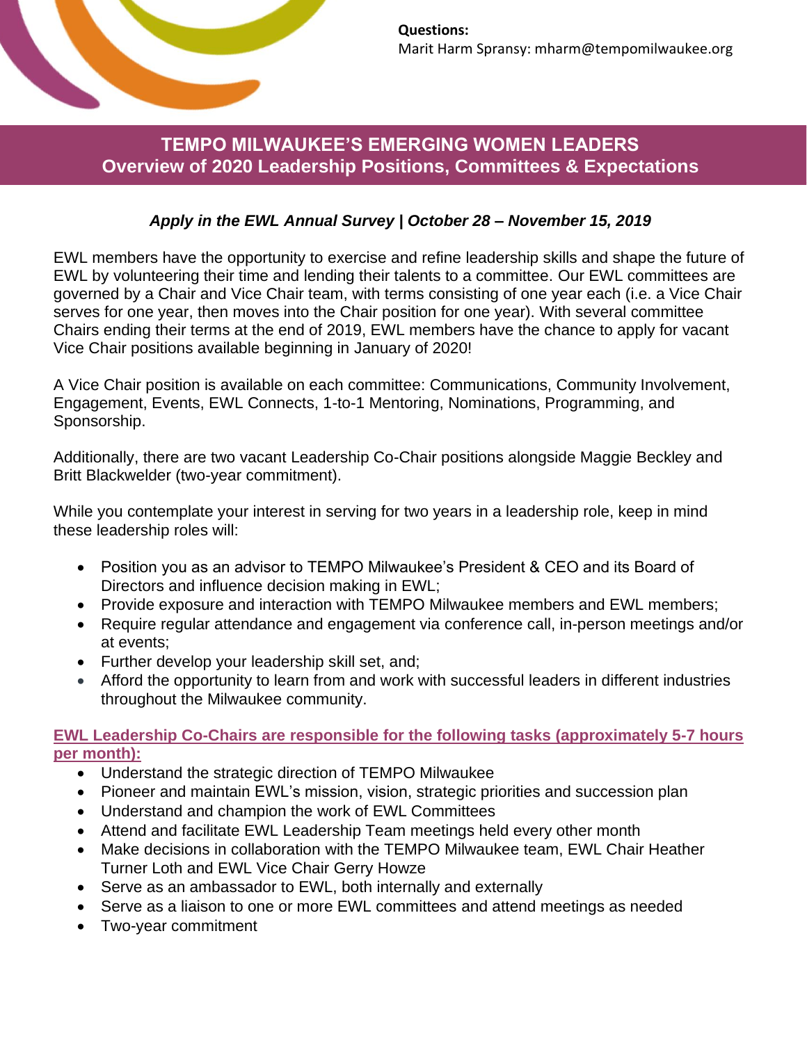**Questions:**
Marit Harm Spransy: mharm@tempomilwaukee.org

# TEMPO MILWAUKEE'S EMERGING WOMEN LEADERS
## Overview of 2020 Leadership Positions, Committees & Expectations

***Apply in the EWL Annual Survey | October 28 – November 15, 2019***

EWL members have the opportunity to exercise and refine leadership skills and shape the future of EWL by volunteering their time and lending their talents to a committee. Our EWL committees are governed by a Chair and Vice Chair team, with terms consisting of one year each (i.e. a Vice Chair serves for one year, then moves into the Chair position for one year). With several committee Chairs ending their terms at the end of 2019, EWL members have the chance to apply for vacant Vice Chair positions available beginning in January of 2020!

A Vice Chair position is available on each committee: Communications, Community Involvement, Engagement, Events, EWL Connects, 1-to-1 Mentoring, Nominations, Programming, and Sponsorship.

Additionally, there are two vacant Leadership Co-Chair positions alongside Maggie Beckley and Britt Blackwelder (two-year commitment).

While you contemplate your interest in serving for two years in a leadership role, keep in mind these leadership roles will:

- Position you as an advisor to TEMPO Milwaukee's President & CEO and its Board of Directors and influence decision making in EWL;
- Provide exposure and interaction with TEMPO Milwaukee members and EWL members;
- Require regular attendance and engagement via conference call, in-person meetings and/or at events;
- Further develop your leadership skill set, and;
- Afford the opportunity to learn from and work with successful leaders in different industries throughout the Milwaukee community.

**EWL Leadership Co-Chairs are responsible for the following tasks (approximately 5-7 hours per month):**

- Understand the strategic direction of TEMPO Milwaukee
- Pioneer and maintain EWL's mission, vision, strategic priorities and succession plan
- Understand and champion the work of EWL Committees
- Attend and facilitate EWL Leadership Team meetings held every other month
- Make decisions in collaboration with the TEMPO Milwaukee team, EWL Chair Heather Turner Loth and EWL Vice Chair Gerry Howze
- Serve as an ambassador to EWL, both internally and externally
- Serve as a liaison to one or more EWL committees and attend meetings as needed
- Two-year commitment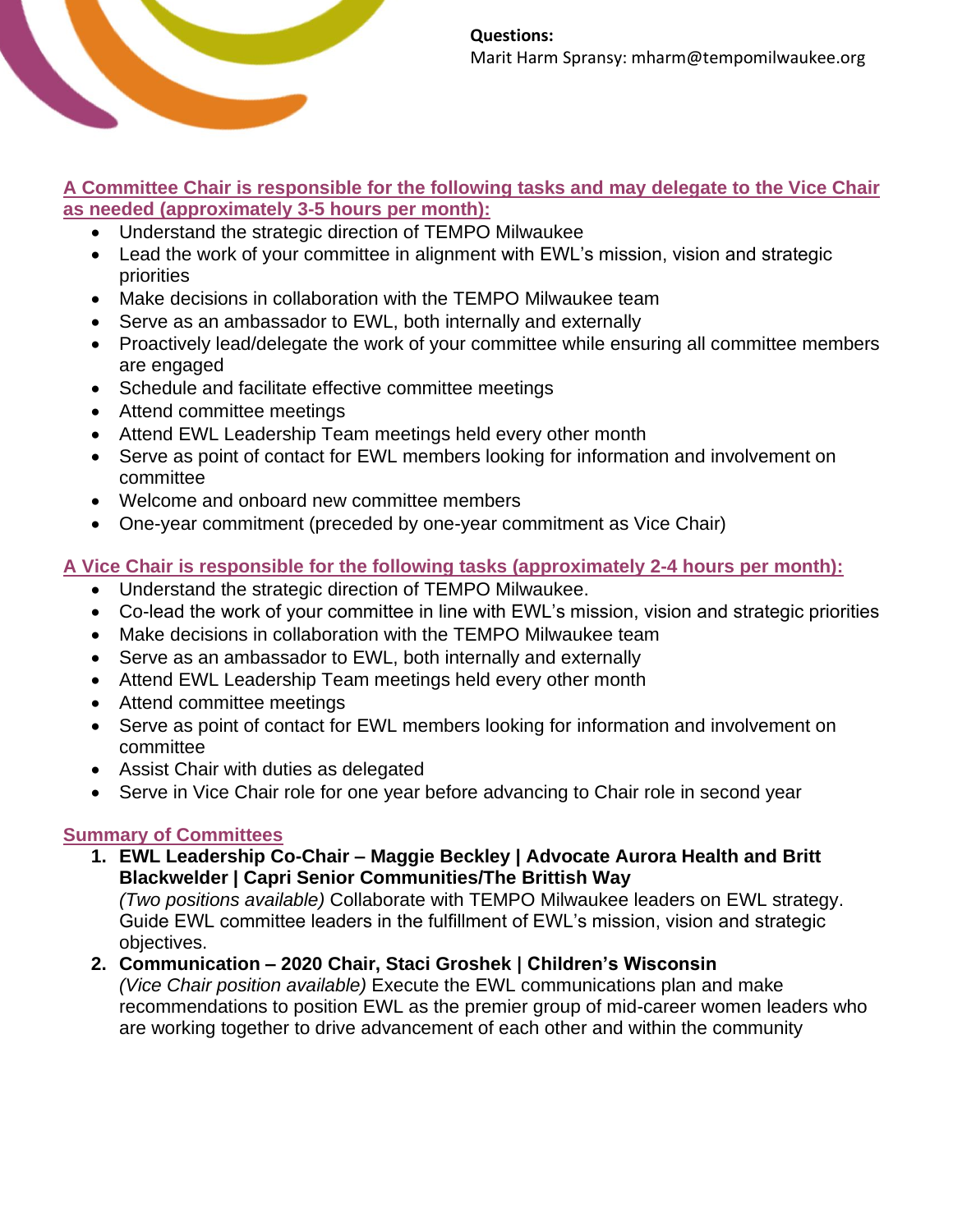**Questions:**
Marit Harm Spransy: mharm@tempomilwaukee.org

**A Committee Chair is responsible for the following tasks and may delegate to the Vice Chair as needed (approximately 3-5 hours per month):**

- Understand the strategic direction of TEMPO Milwaukee
- Lead the work of your committee in alignment with EWL's mission, vision and strategic priorities
- Make decisions in collaboration with the TEMPO Milwaukee team
- Serve as an ambassador to EWL, both internally and externally
- Proactively lead/delegate the work of your committee while ensuring all committee members are engaged
- Schedule and facilitate effective committee meetings
- Attend committee meetings
- Attend EWL Leadership Team meetings held every other month
- Serve as point of contact for EWL members looking for information and involvement on committee
- Welcome and onboard new committee members
- One-year commitment (preceded by one-year commitment as Vice Chair)

**A Vice Chair is responsible for the following tasks (approximately 2-4 hours per month):**

- Understand the strategic direction of TEMPO Milwaukee.
- Co-lead the work of your committee in line with EWL's mission, vision and strategic priorities
- Make decisions in collaboration with the TEMPO Milwaukee team
- Serve as an ambassador to EWL, both internally and externally
- Attend EWL Leadership Team meetings held every other month
- Attend committee meetings
- Serve as point of contact for EWL members looking for information and involvement on committee
- Assist Chair with duties as delegated
- Serve in Vice Chair role for one year before advancing to Chair role in second year

**Summary of Committees**

1. **EWL Leadership Co-Chair – Maggie Beckley | Advocate Aurora Health and Britt Blackwelder | Capri Senior Communities/The Brittish Way**
   *(Two positions available)* Collaborate with TEMPO Milwaukee leaders on EWL strategy. Guide EWL committee leaders in the fulfillment of EWL's mission, vision and strategic objectives.
2. **Communication – 2020 Chair, Staci Groshek | Children's Wisconsin**
   *(Vice Chair position available)* Execute the EWL communications plan and make recommendations to position EWL as the premier group of mid-career women leaders who are working together to drive advancement of each other and within the community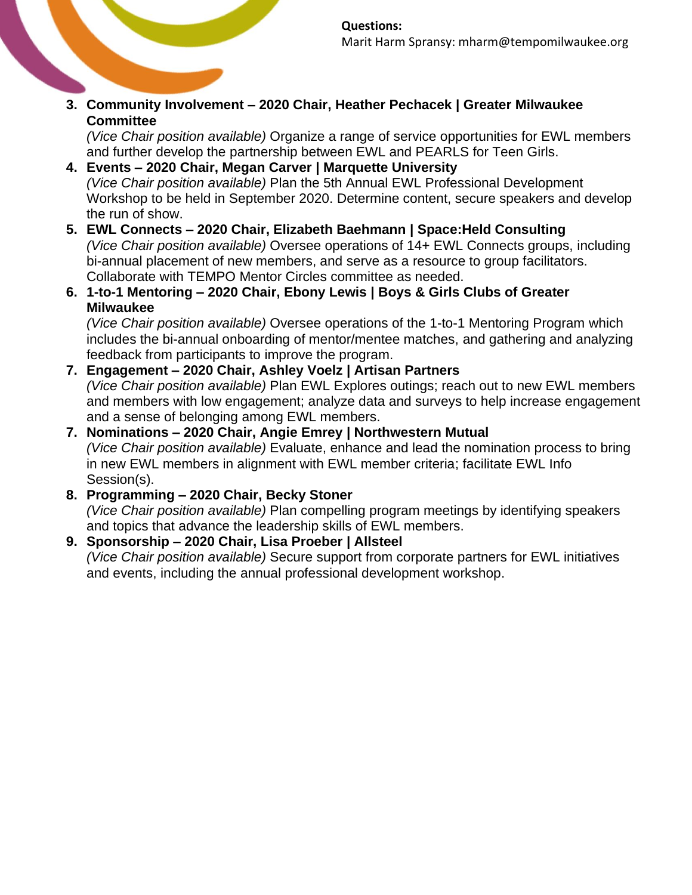**Questions:**
Marit Harm Spransy: mharm@tempomilwaukee.org

3. **Community Involvement – 2020 Chair, Heather Pechacek | Greater Milwaukee Committee**
   *(Vice Chair position available)* Organize a range of service opportunities for EWL members and further develop the partnership between EWL and PEARLS for Teen Girls.
4. **Events – 2020 Chair, Megan Carver | Marquette University**
   *(Vice Chair position available)* Plan the 5th Annual EWL Professional Development Workshop to be held in September 2020. Determine content, secure speakers and develop the run of show.
5. **EWL Connects – 2020 Chair, Elizabeth Baehmann | Space:Held Consulting**
   *(Vice Chair position available)* Oversee operations of 14+ EWL Connects groups, including bi-annual placement of new members, and serve as a resource to group facilitators. Collaborate with TEMPO Mentor Circles committee as needed.
6. **1-to-1 Mentoring – 2020 Chair, Ebony Lewis | Boys & Girls Clubs of Greater Milwaukee**
   *(Vice Chair position available)* Oversee operations of the 1-to-1 Mentoring Program which includes the bi-annual onboarding of mentor/mentee matches, and gathering and analyzing feedback from participants to improve the program.
7. **Engagement – 2020 Chair, Ashley Voelz | Artisan Partners**
   *(Vice Chair position available)* Plan EWL Explores outings; reach out to new EWL members and members with low engagement; analyze data and surveys to help increase engagement and a sense of belonging among EWL members.
7. **Nominations – 2020 Chair, Angie Emrey | Northwestern Mutual**
   *(Vice Chair position available)* Evaluate, enhance and lead the nomination process to bring in new EWL members in alignment with EWL member criteria; facilitate EWL Info Session(s).
8. **Programming – 2020 Chair, Becky Stoner**
   *(Vice Chair position available)* Plan compelling program meetings by identifying speakers and topics that advance the leadership skills of EWL members.
9. **Sponsorship – 2020 Chair, Lisa Proeber | Allsteel**
   *(Vice Chair position available)* Secure support from corporate partners for EWL initiatives and events, including the annual professional development workshop.